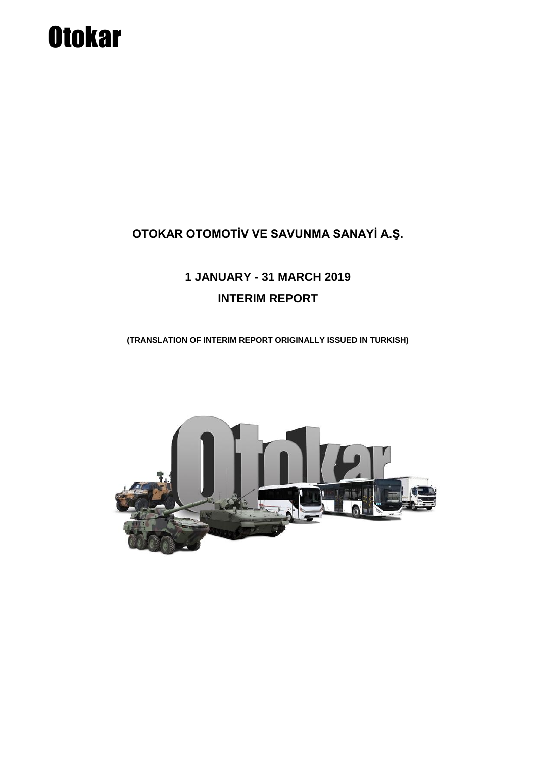# Otokar

## OTOKAR OTOMOTİV VE SAVUNMA SANAYİ A.Ş.

## 1 JANUARY - 31 MARCH 2019

## INTERIM REPORT

**(TRANSLATION OF INTERIM REPORT ORIGINALLY ISSUED IN TURKISH)**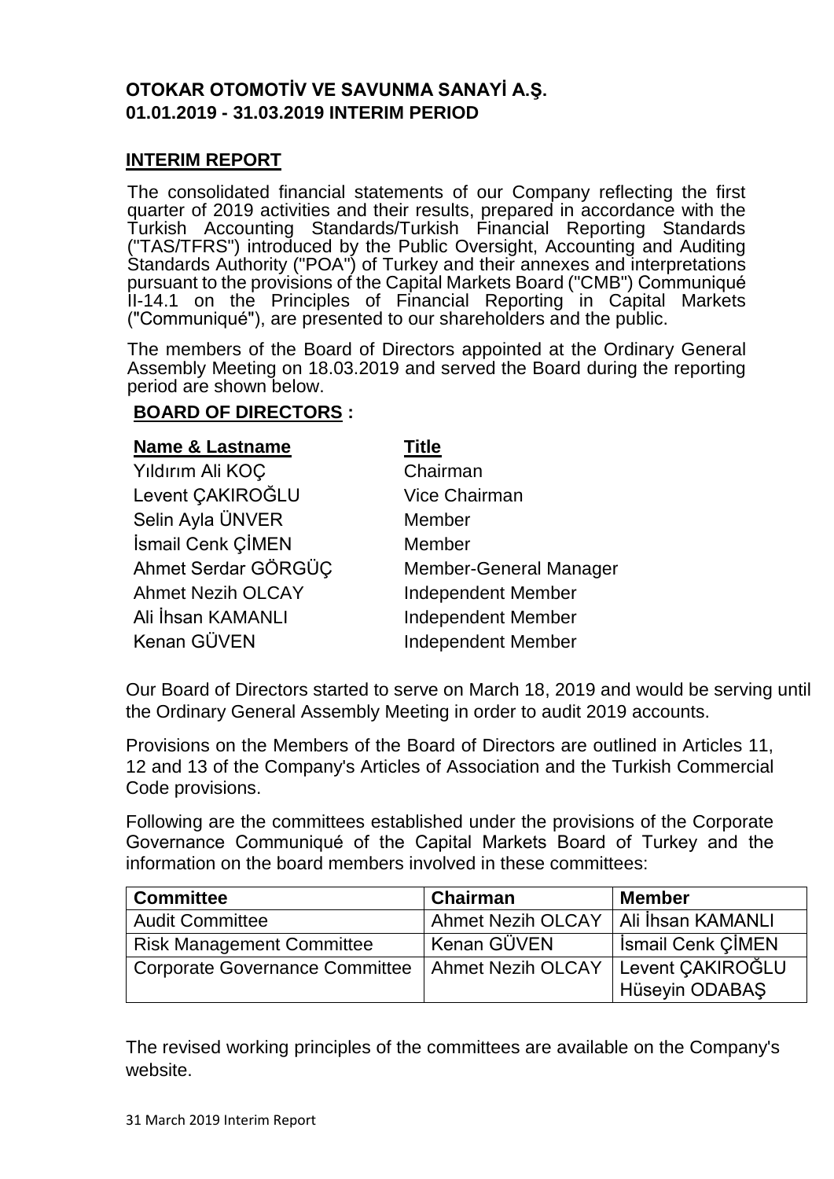**OTOKAR OTOMOTİV VE SAVUNMA SANAYİ A.Ş.**
**01.01.2019 - 31.03.2019 INTERIM PERIOD**

## INTERIM REPORT

The consolidated financial statements of our Company reflecting the first quarter of 2019 activities and their results, prepared in accordance with the Turkish Accounting Standards/Turkish Financial Reporting Standards ("TAS/TFRS") introduced by the Public Oversight, Accounting and Auditing Standards Authority ("POA") of Turkey and their annexes and interpretations pursuant to the provisions of the Capital Markets Board ("CMB") Communiqué II-14.1 on the Principles of Financial Reporting in Capital Markets ("Communiqué"), are presented to our shareholders and the public.

The members of the Board of Directors appointed at the Ordinary General Assembly Meeting on 18.03.2019 and served the Board during the reporting period are shown below.

### BOARD OF DIRECTORS :

| Name & Lastname | Title |
|---|---|
| Yıldırım Ali KOÇ | Chairman |
| Levent ÇAKIROĞLU | Vice Chairman |
| Selin Ayla ÜNVER | Member |
| İsmail Cenk ÇİMEN | Member |
| Ahmet Serdar GÖRGÜÇ | Member-General Manager |
| Ahmet Nezih OLCAY | Independent Member |
| Ali İhsan KAMANLI | Independent Member |
| Kenan GÜVEN | Independent Member |

Our Board of Directors started to serve on March 18, 2019 and would be serving until the Ordinary General Assembly Meeting in order to audit 2019 accounts.

Provisions on the Members of the Board of Directors are outlined in Articles 11, 12 and 13 of the Company's Articles of Association and the Turkish Commercial Code provisions.

Following are the committees established under the provisions of the Corporate Governance Communiqué of the Capital Markets Board of Turkey and the information on the board members involved in these committees:

| Committee | Chairman | Member |
|---|---|---|
| Audit Committee | Ahmet Nezih OLCAY | Ali İhsan KAMANLI |
| Risk Management Committee | Kenan GÜVEN | İsmail Cenk ÇİMEN |
| Corporate Governance Committee | Ahmet Nezih OLCAY | Levent ÇAKIROĞLU<br>Hüseyin ODABAŞ |

The revised working principles of the committees are available on the Company's website.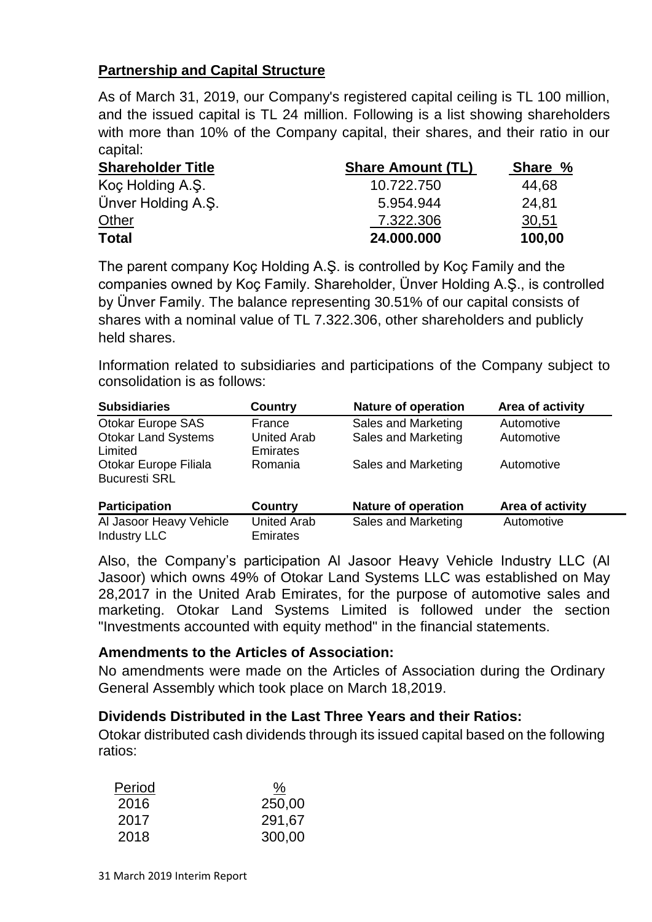## Partnership and Capital Structure

As of March 31, 2019, our Company's registered capital ceiling is TL 100 million, and the issued capital is TL 24 million. Following is a list showing shareholders with more than 10% of the Company capital, their shares, and their ratio in our capital:

| Shareholder Title | Share Amount (TL) | Share % |
|---|---|---|
| Koç Holding A.Ş. | 10.722.750 | 44,68 |
| Ünver Holding A.Ş. | 5.954.944 | 24,81 |
| Other | 7.322.306 | 30,51 |
| **Total** | **24.000.000** | **100,00** |

The parent company Koç Holding A.Ş. is controlled by Koç Family and the companies owned by Koç Family. Shareholder, Ünver Holding A.Ş., is controlled by Ünver Family. The balance representing 30.51% of our capital consists of shares with a nominal value of TL 7.322.306, other shareholders and publicly held shares.

Information related to subsidiaries and participations of the Company subject to consolidation is as follows:

| Subsidiaries | Country | Nature of operation | Area of activity |
|---|---|---|---|
| Otokar Europe SAS | France | Sales and Marketing | Automotive |
| Otokar Land Systems Limited | United Arab Emirates | Sales and Marketing | Automotive |
| Otokar Europe Filiala Bucuresti SRL | Romania | Sales and Marketing | Automotive |

| Participation | Country | Nature of operation | Area of activity |
|---|---|---|---|
| Al Jasoor Heavy Vehicle Industry LLC | United Arab Emirates | Sales and Marketing | Automotive |

Also, the Company's participation Al Jasoor Heavy Vehicle Industry LLC (Al Jasoor) which owns 49% of Otokar Land Systems LLC was established on May 28,2017 in the United Arab Emirates, for the purpose of automotive sales and marketing. Otokar Land Systems Limited is followed under the section "Investments accounted with equity method" in the financial statements.

### Amendments to the Articles of Association:

No amendments were made on the Articles of Association during the Ordinary General Assembly which took place on March 18,2019.

### Dividends Distributed in the Last Three Years and their Ratios:

Otokar distributed cash dividends through its issued capital based on the following ratios:

| Period | % |
|---|---|
| 2016 | 250,00 |
| 2017 | 291,67 |
| 2018 | 300,00 |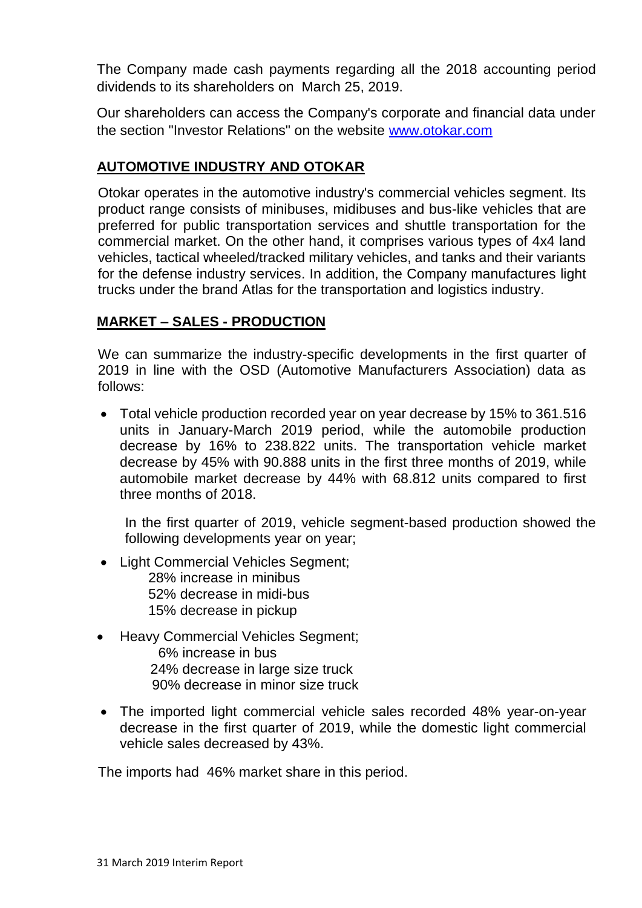The Company made cash payments regarding all the 2018 accounting period dividends to its shareholders on March 25, 2019.

Our shareholders can access the Company's corporate and financial data under the section "Investor Relations" on the website [www.otokar.com](http://www.otokar.com)

## AUTOMOTIVE INDUSTRY AND OTOKAR

Otokar operates in the automotive industry's commercial vehicles segment. Its product range consists of minibuses, midibuses and bus-like vehicles that are preferred for public transportation services and shuttle transportation for the commercial market. On the other hand, it comprises various types of 4x4 land vehicles, tactical wheeled/tracked military vehicles, and tanks and their variants for the defense industry services. In addition, the Company manufactures light trucks under the brand Atlas for the transportation and logistics industry.

## MARKET – SALES - PRODUCTION

We can summarize the industry-specific developments in the first quarter of 2019 in line with the OSD (Automotive Manufacturers Association) data as follows:

- Total vehicle production recorded year on year decrease by 15% to 361.516 units in January-March 2019 period, while the automobile production decrease by 16% to 238.822 units. The transportation vehicle market decrease by 45% with 90.888 units in the first three months of 2019, while automobile market decrease by 44% with 68.812 units compared to first three months of 2018.

  In the first quarter of 2019, vehicle segment-based production showed the following developments year on year;

- Light Commercial Vehicles Segment;
  - 28% increase in minibus
  - 52% decrease in midi-bus
  - 15% decrease in pickup
- Heavy Commercial Vehicles Segment;
  - 6% increase in bus
  - 24% decrease in large size truck
  - 90% decrease in minor size truck
- The imported light commercial vehicle sales recorded 48% year-on-year decrease in the first quarter of 2019, while the domestic light commercial vehicle sales decreased by 43%.

The imports had 46% market share in this period.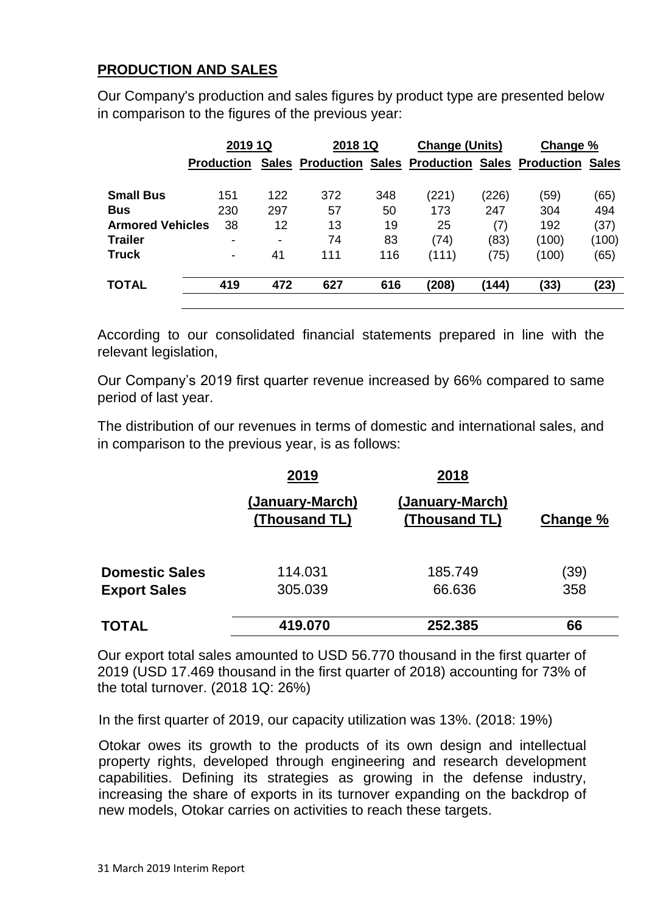## PRODUCTION AND SALES

Our Company's production and sales figures by product type are presented below in comparison to the figures of the previous year:

| | 2019 1Q | | 2018 1Q | | Change (Units) | | Change % | |
|---|---|---|---|---|---|---|---|---|
| | Production | Sales | Production | Sales | Production | Sales | Production | Sales |
| **Small Bus** | 151 | 122 | 372 | 348 | (221) | (226) | (59) | (65) |
| **Bus** | 230 | 297 | 57 | 50 | 173 | 247 | 304 | 494 |
| **Armored Vehicles** | 38 | 12 | 13 | 19 | 25 | (7) | 192 | (37) |
| **Trailer** | - | - | 74 | 83 | (74) | (83) | (100) | (100) |
| **Truck** | - | 41 | 111 | 116 | (111) | (75) | (100) | (65) |
| **TOTAL** | **419** | **472** | **627** | **616** | **(208)** | **(144)** | **(33)** | **(23)** |

According to our consolidated financial statements prepared in line with the relevant legislation,

Our Company's 2019 first quarter revenue increased by 66% compared to same period of last year.

The distribution of our revenues in terms of domestic and international sales, and in comparison to the previous year, is as follows:

| | 2019 (January-March) (Thousand TL) | 2018 (January-March) (Thousand TL) | Change % |
|---|---|---|---|
| **Domestic Sales** | 114.031 | 185.749 | (39) |
| **Export Sales** | 305.039 | 66.636 | 358 |
| **TOTAL** | **419.070** | **252.385** | **66** |

Our export total sales amounted to USD 56.770 thousand in the first quarter of 2019 (USD 17.469 thousand in the first quarter of 2018) accounting for 73% of the total turnover. (2018 1Q: 26%)

In the first quarter of 2019, our capacity utilization was 13%. (2018: 19%)

Otokar owes its growth to the products of its own design and intellectual property rights, developed through engineering and research development capabilities. Defining its strategies as growing in the defense industry, increasing the share of exports in its turnover expanding on the backdrop of new models, Otokar carries on activities to reach these targets.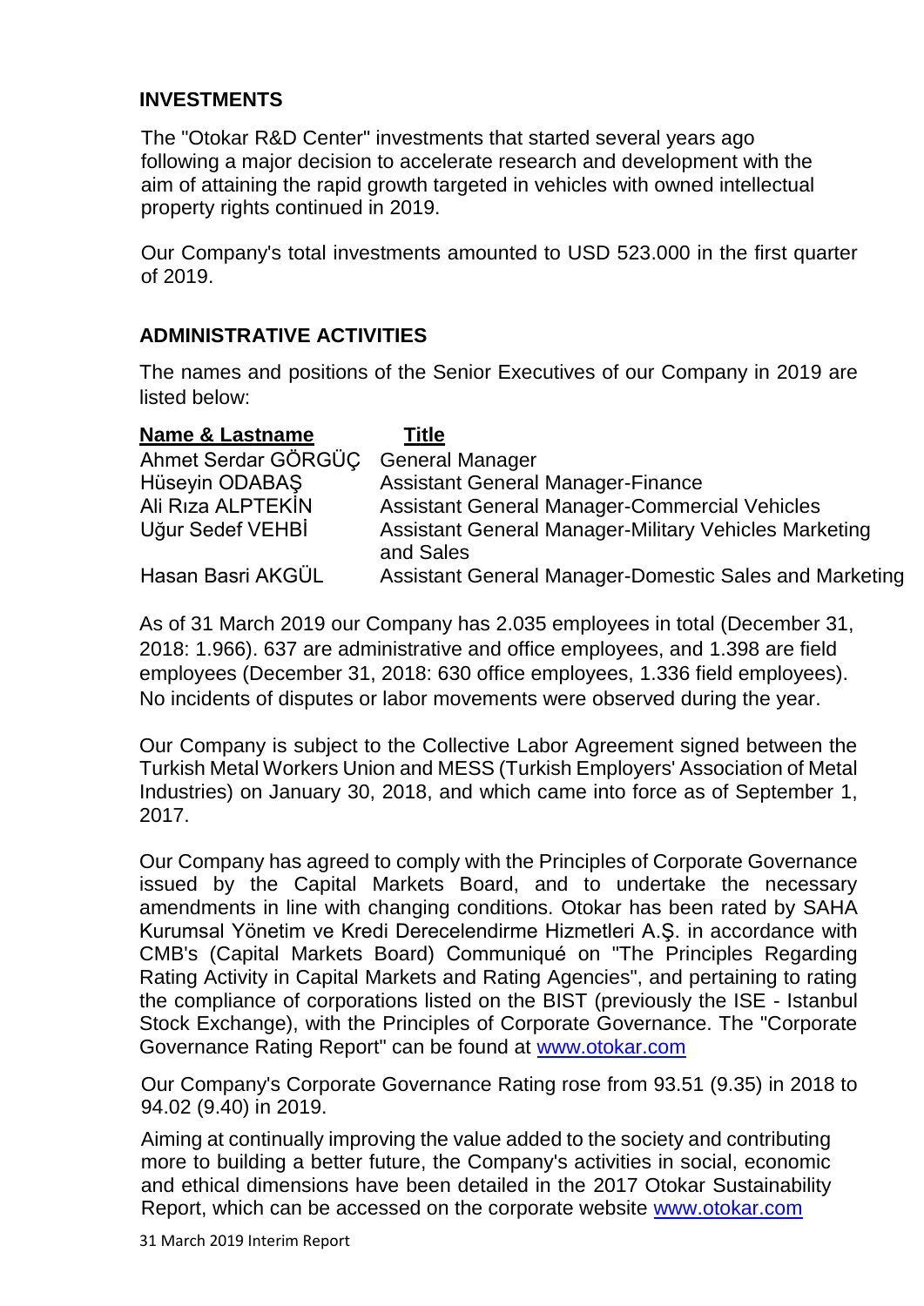## INVESTMENTS

The "Otokar R&D Center" investments that started several years ago following a major decision to accelerate research and development with the aim of attaining the rapid growth targeted in vehicles with owned intellectual property rights continued in 2019.

Our Company's total investments amounted to USD 523.000 in the first quarter of 2019.

## ADMINISTRATIVE ACTIVITIES

The names and positions of the Senior Executives of our Company in 2019 are listed below:

| Name & Lastname | Title |
|---|---|
| Ahmet Serdar GÖRGÜÇ | General Manager |
| Hüseyin ODABAŞ | Assistant General Manager-Finance |
| Ali Rıza ALPTEKİN | Assistant General Manager-Commercial Vehicles |
| Uğur Sedef VEHBİ | Assistant General Manager-Military Vehicles Marketing and Sales |
| Hasan Basri AKGÜL | Assistant General Manager-Domestic Sales and Marketing |

As of 31 March 2019 our Company has 2.035 employees in total (December 31, 2018: 1.966). 637 are administrative and office employees, and 1.398 are field employees (December 31, 2018: 630 office employees, 1.336 field employees). No incidents of disputes or labor movements were observed during the year.

Our Company is subject to the Collective Labor Agreement signed between the Turkish Metal Workers Union and MESS (Turkish Employers' Association of Metal Industries) on January 30, 2018, and which came into force as of September 1, 2017.

Our Company has agreed to comply with the Principles of Corporate Governance issued by the Capital Markets Board, and to undertake the necessary amendments in line with changing conditions. Otokar has been rated by SAHA Kurumsal Yönetim ve Kredi Derecelendirme Hizmetleri A.Ş. in accordance with CMB's (Capital Markets Board) Communiqué on "The Principles Regarding Rating Activity in Capital Markets and Rating Agencies", and pertaining to rating the compliance of corporations listed on the BIST (previously the ISE - Istanbul Stock Exchange), with the Principles of Corporate Governance. The "Corporate Governance Rating Report" can be found at www.otokar.com

Our Company's Corporate Governance Rating rose from 93.51 (9.35) in 2018 to 94.02 (9.40) in 2019.

Aiming at continually improving the value added to the society and contributing more to building a better future, the Company's activities in social, economic and ethical dimensions have been detailed in the 2017 Otokar Sustainability Report, which can be accessed on the corporate website www.otokar.com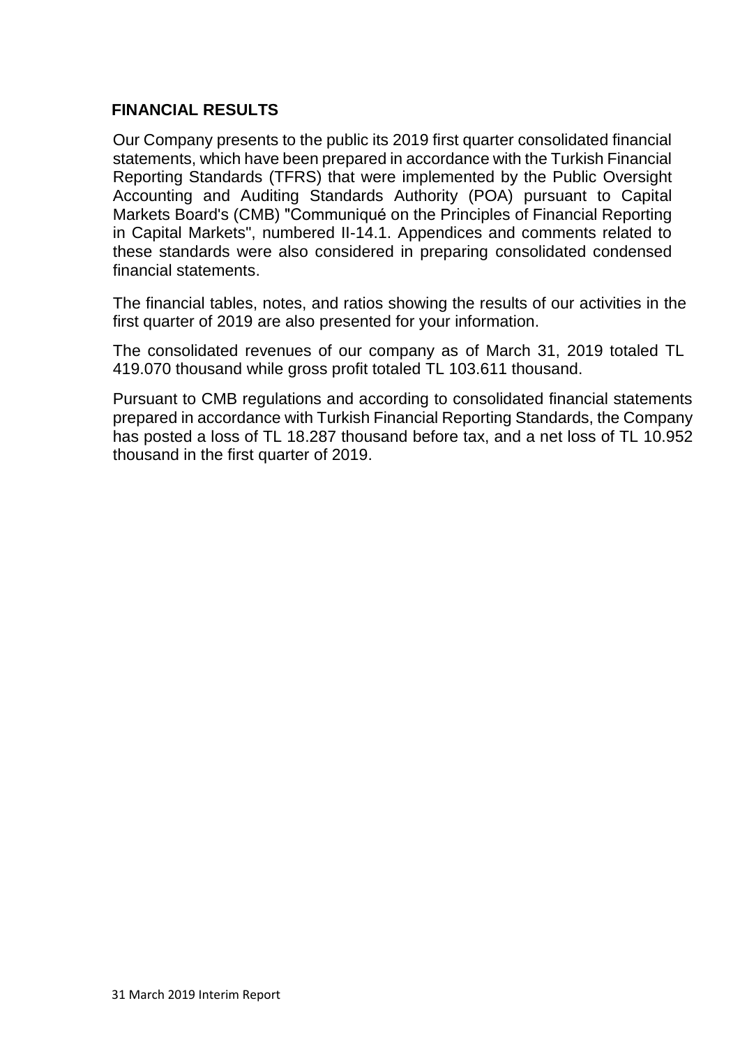## FINANCIAL RESULTS

Our Company presents to the public its 2019 first quarter consolidated financial statements, which have been prepared in accordance with the Turkish Financial Reporting Standards (TFRS) that were implemented by the Public Oversight Accounting and Auditing Standards Authority (POA) pursuant to Capital Markets Board's (CMB) "Communiqué on the Principles of Financial Reporting in Capital Markets", numbered II-14.1. Appendices and comments related to these standards were also considered in preparing consolidated condensed financial statements.

The financial tables, notes, and ratios showing the results of our activities in the first quarter of 2019 are also presented for your information.

The consolidated revenues of our company as of March 31, 2019 totaled TL 419.070 thousand while gross profit totaled TL 103.611 thousand.

Pursuant to CMB regulations and according to consolidated financial statements prepared in accordance with Turkish Financial Reporting Standards, the Company has posted a loss of TL 18.287 thousand before tax, and a net loss of TL 10.952 thousand in the first quarter of 2019.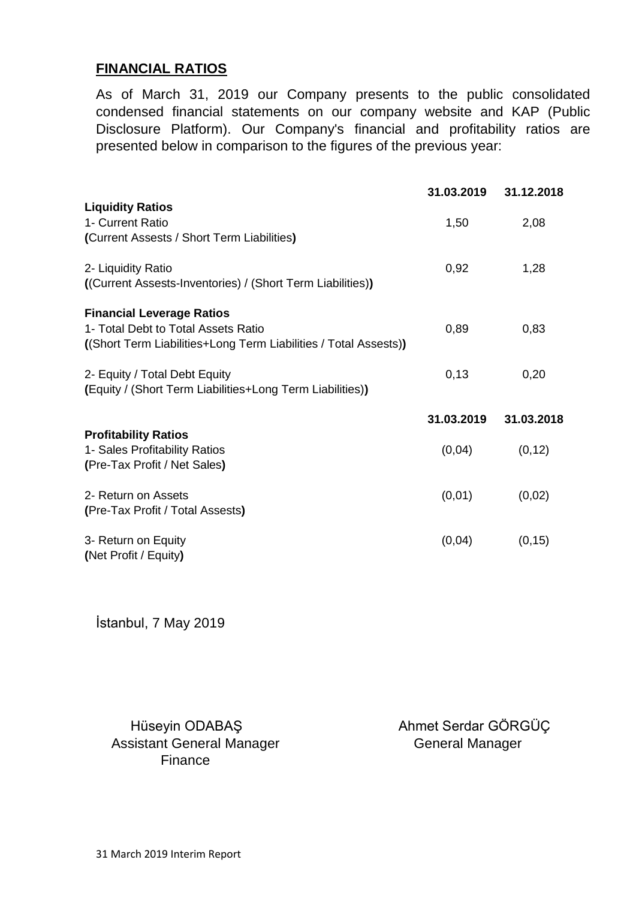## FINANCIAL RATIOS

As of March 31, 2019 our Company presents to the public consolidated condensed financial statements on our company website and KAP (Public Disclosure Platform). Our Company's financial and profitability ratios are presented below in comparison to the figures of the previous year:

| | 31.03.2019 | 31.12.2018 |
|---|---|---|
| **Liquidity Ratios** | | |
| 1- Current Ratio<br>**(**Current Assests / Short Term Liabilities**)** | 1,50 | 2,08 |
| 2- Liquidity Ratio<br>**(**(Current Assests-Inventories) / (Short Term Liabilities)**)** | 0,92 | 1,28 |
| **Financial Leverage Ratios** | | |
| 1- Total Debt to Total Assets Ratio<br>**(**(Short Term Liabilities+Long Term Liabilities / Total Assests)**)** | 0,89 | 0,83 |
| 2- Equity / Total Debt Equity<br>**(**Equity / (Short Term Liabilities+Long Term Liabilities)**)** | 0,13 | 0,20 |
| | **31.03.2019** | **31.03.2018** |
| **Profitability Ratios** | | |
| 1- Sales Profitability Ratios<br>**(**Pre-Tax Profit / Net Sales**)** | (0,04) | (0,12) |
| 2- Return on Assets<br>**(**Pre-Tax Profit / Total Assests**)** | (0,01) | (0,02) |
| 3- Return on Equity<br>**(**Net Profit / Equity**)** | (0,04) | (0,15) |

İstanbul, 7 May 2019

Hüseyin ODABAŞ
Assistant General Manager
Finance

Ahmet Serdar GÖRGÜÇ
General Manager